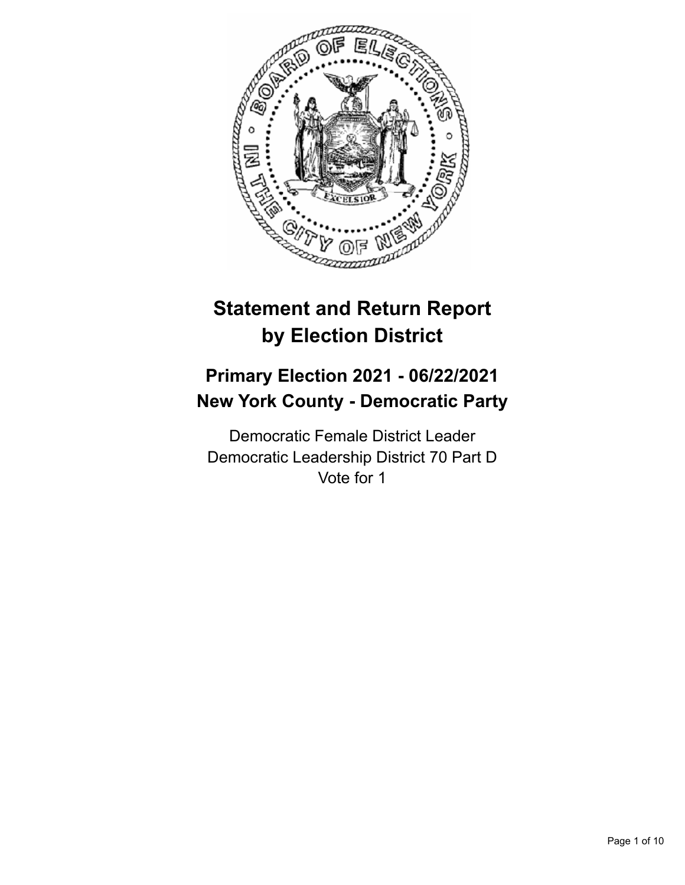# Statement and Return Report by Election District

## Primary Election 2021 - 06/22/2021
## New York County - Democratic Party

Democratic Female District Leader
Democratic Leadership District 70 Part D
Vote for 1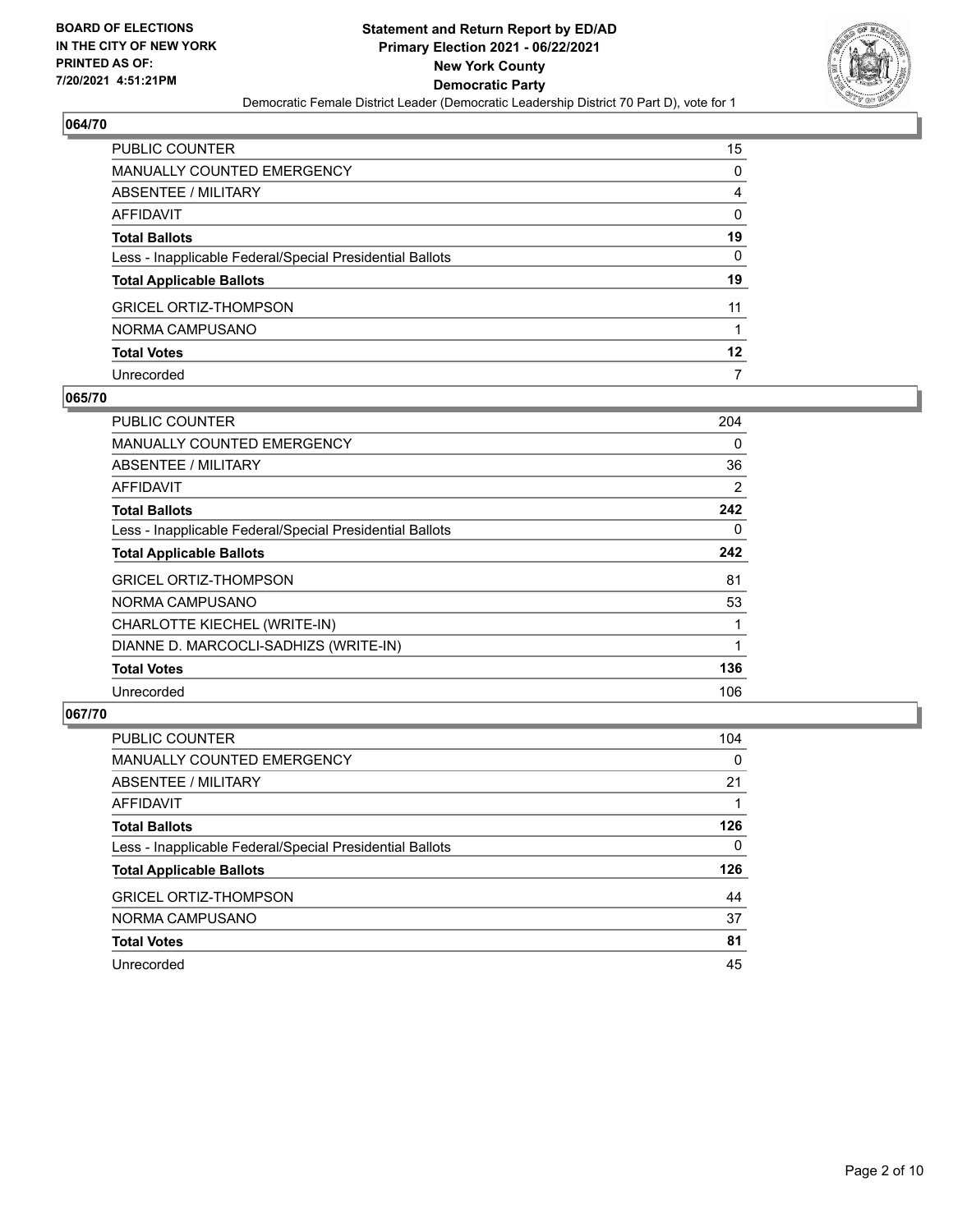**BOARD OF ELECTIONS IN THE CITY OF NEW YORK PRINTED AS OF: 7/20/2021 4:51:21PM**

**Statement and Return Report by ED/AD Primary Election 2021 - 06/22/2021 New York County Democratic Party**

Democratic Female District Leader (Democratic Leadership District 70 Part D), vote for 1

## 064/70

| | |
|---|---|
| PUBLIC COUNTER | 15 |
| MANUALLY COUNTED EMERGENCY | 0 |
| ABSENTEE / MILITARY | 4 |
| AFFIDAVIT | 0 |
| **Total Ballots** | **19** |
| Less - Inapplicable Federal/Special Presidential Ballots | 0 |
| **Total Applicable Ballots** | **19** |
| GRICEL ORTIZ-THOMPSON | 11 |
| NORMA CAMPUSANO | 1 |
| **Total Votes** | **12** |
| Unrecorded | 7 |

## 065/70

| | |
|---|---|
| PUBLIC COUNTER | 204 |
| MANUALLY COUNTED EMERGENCY | 0 |
| ABSENTEE / MILITARY | 36 |
| AFFIDAVIT | 2 |
| **Total Ballots** | **242** |
| Less - Inapplicable Federal/Special Presidential Ballots | 0 |
| **Total Applicable Ballots** | **242** |
| GRICEL ORTIZ-THOMPSON | 81 |
| NORMA CAMPUSANO | 53 |
| CHARLOTTE KIECHEL (WRITE-IN) | 1 |
| DIANNE D. MARCOCLI-SADHIZS (WRITE-IN) | 1 |
| **Total Votes** | **136** |
| Unrecorded | 106 |

## 067/70

| | |
|---|---|
| PUBLIC COUNTER | 104 |
| MANUALLY COUNTED EMERGENCY | 0 |
| ABSENTEE / MILITARY | 21 |
| AFFIDAVIT | 1 |
| **Total Ballots** | **126** |
| Less - Inapplicable Federal/Special Presidential Ballots | 0 |
| **Total Applicable Ballots** | **126** |
| GRICEL ORTIZ-THOMPSON | 44 |
| NORMA CAMPUSANO | 37 |
| **Total Votes** | **81** |
| Unrecorded | 45 |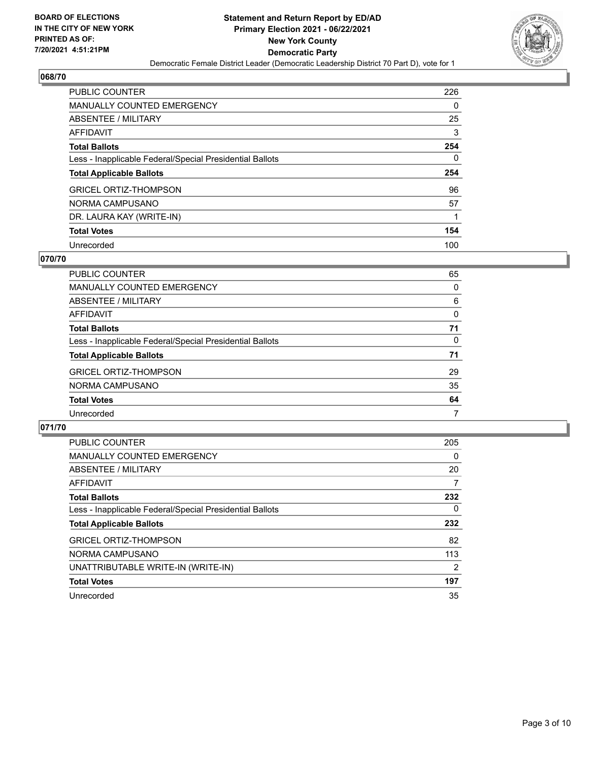**BOARD OF ELECTIONS IN THE CITY OF NEW YORK PRINTED AS OF: 7/20/2021 4:51:21PM**

# Statement and Return Report by ED/AD
## Primary Election 2021 - 06/22/2021
## New York County
## Democratic Party
### Democratic Female District Leader (Democratic Leadership District 70 Part D), vote for 1

### 068/70

| | |
|---|---|
| PUBLIC COUNTER | 226 |
| MANUALLY COUNTED EMERGENCY | 0 |
| ABSENTEE / MILITARY | 25 |
| AFFIDAVIT | 3 |
| **Total Ballots** | **254** |
| Less - Inapplicable Federal/Special Presidential Ballots | 0 |
| **Total Applicable Ballots** | **254** |
| GRICEL ORTIZ-THOMPSON | 96 |
| NORMA CAMPUSANO | 57 |
| DR. LAURA KAY (WRITE-IN) | 1 |
| **Total Votes** | **154** |
| Unrecorded | 100 |

### 070/70

| | |
|---|---|
| PUBLIC COUNTER | 65 |
| MANUALLY COUNTED EMERGENCY | 0 |
| ABSENTEE / MILITARY | 6 |
| AFFIDAVIT | 0 |
| **Total Ballots** | **71** |
| Less - Inapplicable Federal/Special Presidential Ballots | 0 |
| **Total Applicable Ballots** | **71** |
| GRICEL ORTIZ-THOMPSON | 29 |
| NORMA CAMPUSANO | 35 |
| **Total Votes** | **64** |
| Unrecorded | 7 |

### 071/70

| | |
|---|---|
| PUBLIC COUNTER | 205 |
| MANUALLY COUNTED EMERGENCY | 0 |
| ABSENTEE / MILITARY | 20 |
| AFFIDAVIT | 7 |
| **Total Ballots** | **232** |
| Less - Inapplicable Federal/Special Presidential Ballots | 0 |
| **Total Applicable Ballots** | **232** |
| GRICEL ORTIZ-THOMPSON | 82 |
| NORMA CAMPUSANO | 113 |
| UNATTRIBUTABLE WRITE-IN (WRITE-IN) | 2 |
| **Total Votes** | **197** |
| Unrecorded | 35 |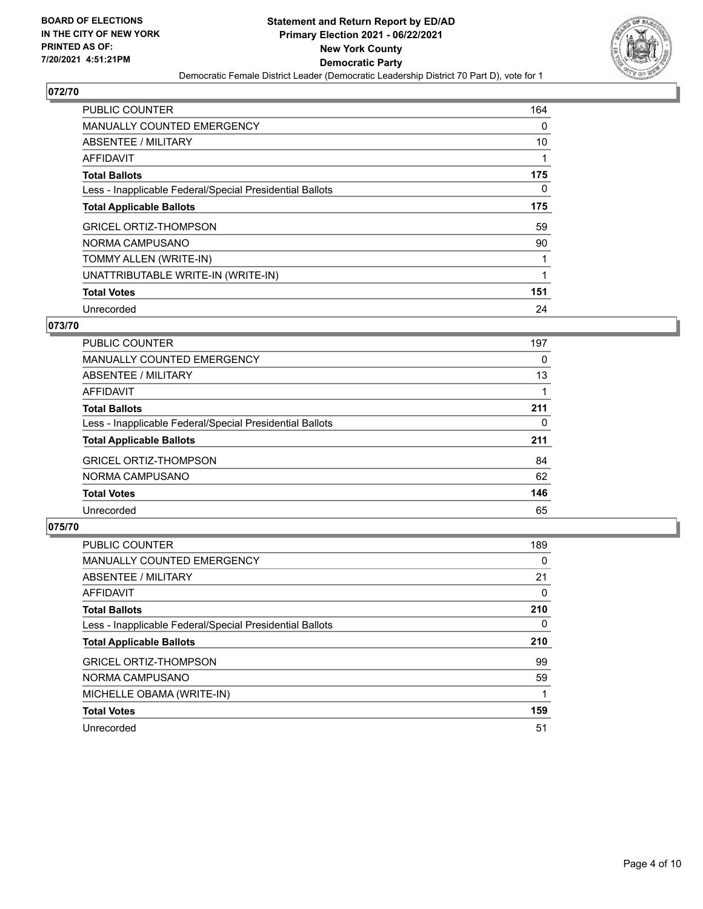**BOARD OF ELECTIONS IN THE CITY OF NEW YORK PRINTED AS OF: 7/20/2021 4:51:21PM**

# Statement and Return Report by ED/AD
## Primary Election 2021 - 06/22/2021
## New York County
## Democratic Party
### Democratic Female District Leader (Democratic Leadership District 70 Part D), vote for 1

### 072/70

| | |
|---|---|
| PUBLIC COUNTER | 164 |
| MANUALLY COUNTED EMERGENCY | 0 |
| ABSENTEE / MILITARY | 10 |
| AFFIDAVIT | 1 |
| **Total Ballots** | **175** |
| Less - Inapplicable Federal/Special Presidential Ballots | 0 |
| **Total Applicable Ballots** | **175** |
| GRICEL ORTIZ-THOMPSON | 59 |
| NORMA CAMPUSANO | 90 |
| TOMMY ALLEN (WRITE-IN) | 1 |
| UNATTRIBUTABLE WRITE-IN (WRITE-IN) | 1 |
| **Total Votes** | **151** |
| Unrecorded | 24 |

### 073/70

| | |
|---|---|
| PUBLIC COUNTER | 197 |
| MANUALLY COUNTED EMERGENCY | 0 |
| ABSENTEE / MILITARY | 13 |
| AFFIDAVIT | 1 |
| **Total Ballots** | **211** |
| Less - Inapplicable Federal/Special Presidential Ballots | 0 |
| **Total Applicable Ballots** | **211** |
| GRICEL ORTIZ-THOMPSON | 84 |
| NORMA CAMPUSANO | 62 |
| **Total Votes** | **146** |
| Unrecorded | 65 |

### 075/70

| | |
|---|---|
| PUBLIC COUNTER | 189 |
| MANUALLY COUNTED EMERGENCY | 0 |
| ABSENTEE / MILITARY | 21 |
| AFFIDAVIT | 0 |
| **Total Ballots** | **210** |
| Less - Inapplicable Federal/Special Presidential Ballots | 0 |
| **Total Applicable Ballots** | **210** |
| GRICEL ORTIZ-THOMPSON | 99 |
| NORMA CAMPUSANO | 59 |
| MICHELLE OBAMA (WRITE-IN) | 1 |
| **Total Votes** | **159** |
| Unrecorded | 51 |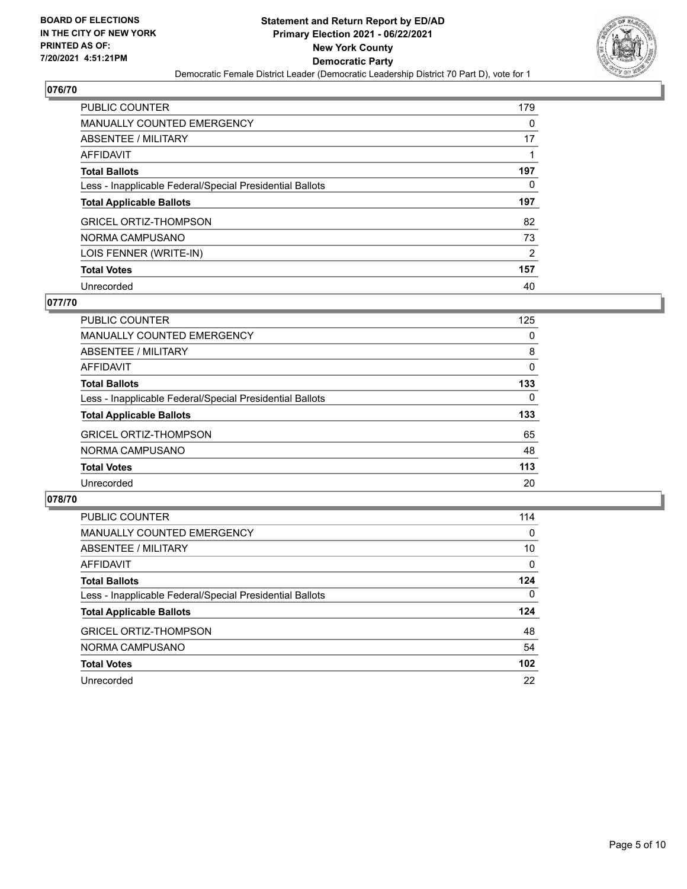**BOARD OF ELECTIONS IN THE CITY OF NEW YORK PRINTED AS OF: 7/20/2021 4:51:21PM**

**Statement and Return Report by ED/AD Primary Election 2021 - 06/22/2021 New York County Democratic Party**

Democratic Female District Leader (Democratic Leadership District 70 Part D), vote for 1

## 076/70

| | |
|---|---|
| PUBLIC COUNTER | 179 |
| MANUALLY COUNTED EMERGENCY | 0 |
| ABSENTEE / MILITARY | 17 |
| AFFIDAVIT | 1 |
| **Total Ballots** | **197** |
| Less - Inapplicable Federal/Special Presidential Ballots | 0 |
| **Total Applicable Ballots** | **197** |
| GRICEL ORTIZ-THOMPSON | 82 |
| NORMA CAMPUSANO | 73 |
| LOIS FENNER (WRITE-IN) | 2 |
| **Total Votes** | **157** |
| Unrecorded | 40 |

## 077/70

| | |
|---|---|
| PUBLIC COUNTER | 125 |
| MANUALLY COUNTED EMERGENCY | 0 |
| ABSENTEE / MILITARY | 8 |
| AFFIDAVIT | 0 |
| **Total Ballots** | **133** |
| Less - Inapplicable Federal/Special Presidential Ballots | 0 |
| **Total Applicable Ballots** | **133** |
| GRICEL ORTIZ-THOMPSON | 65 |
| NORMA CAMPUSANO | 48 |
| **Total Votes** | **113** |
| Unrecorded | 20 |

## 078/70

| | |
|---|---|
| PUBLIC COUNTER | 114 |
| MANUALLY COUNTED EMERGENCY | 0 |
| ABSENTEE / MILITARY | 10 |
| AFFIDAVIT | 0 |
| **Total Ballots** | **124** |
| Less - Inapplicable Federal/Special Presidential Ballots | 0 |
| **Total Applicable Ballots** | **124** |
| GRICEL ORTIZ-THOMPSON | 48 |
| NORMA CAMPUSANO | 54 |
| **Total Votes** | **102** |
| Unrecorded | 22 |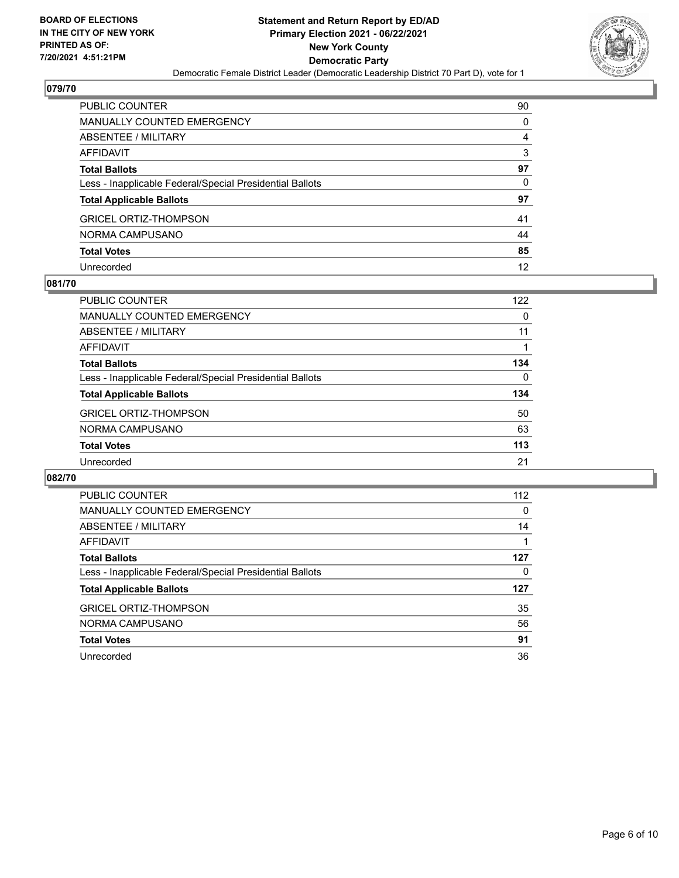**BOARD OF ELECTIONS IN THE CITY OF NEW YORK PRINTED AS OF: 7/20/2021 4:51:21PM**

**Statement and Return Report by ED/AD**
**Primary Election 2021 - 06/22/2021**
**New York County**
**Democratic Party**
Democratic Female District Leader (Democratic Leadership District 70 Part D), vote for 1

## 079/70

| | |
|---|---|
| PUBLIC COUNTER | 90 |
| MANUALLY COUNTED EMERGENCY | 0 |
| ABSENTEE / MILITARY | 4 |
| AFFIDAVIT | 3 |
| **Total Ballots** | **97** |
| Less - Inapplicable Federal/Special Presidential Ballots | 0 |
| **Total Applicable Ballots** | **97** |
| GRICEL ORTIZ-THOMPSON | 41 |
| NORMA CAMPUSANO | 44 |
| **Total Votes** | **85** |
| Unrecorded | 12 |

## 081/70

| | |
|---|---|
| PUBLIC COUNTER | 122 |
| MANUALLY COUNTED EMERGENCY | 0 |
| ABSENTEE / MILITARY | 11 |
| AFFIDAVIT | 1 |
| **Total Ballots** | **134** |
| Less - Inapplicable Federal/Special Presidential Ballots | 0 |
| **Total Applicable Ballots** | **134** |
| GRICEL ORTIZ-THOMPSON | 50 |
| NORMA CAMPUSANO | 63 |
| **Total Votes** | **113** |
| Unrecorded | 21 |

## 082/70

| | |
|---|---|
| PUBLIC COUNTER | 112 |
| MANUALLY COUNTED EMERGENCY | 0 |
| ABSENTEE / MILITARY | 14 |
| AFFIDAVIT | 1 |
| **Total Ballots** | **127** |
| Less - Inapplicable Federal/Special Presidential Ballots | 0 |
| **Total Applicable Ballots** | **127** |
| GRICEL ORTIZ-THOMPSON | 35 |
| NORMA CAMPUSANO | 56 |
| **Total Votes** | **91** |
| Unrecorded | 36 |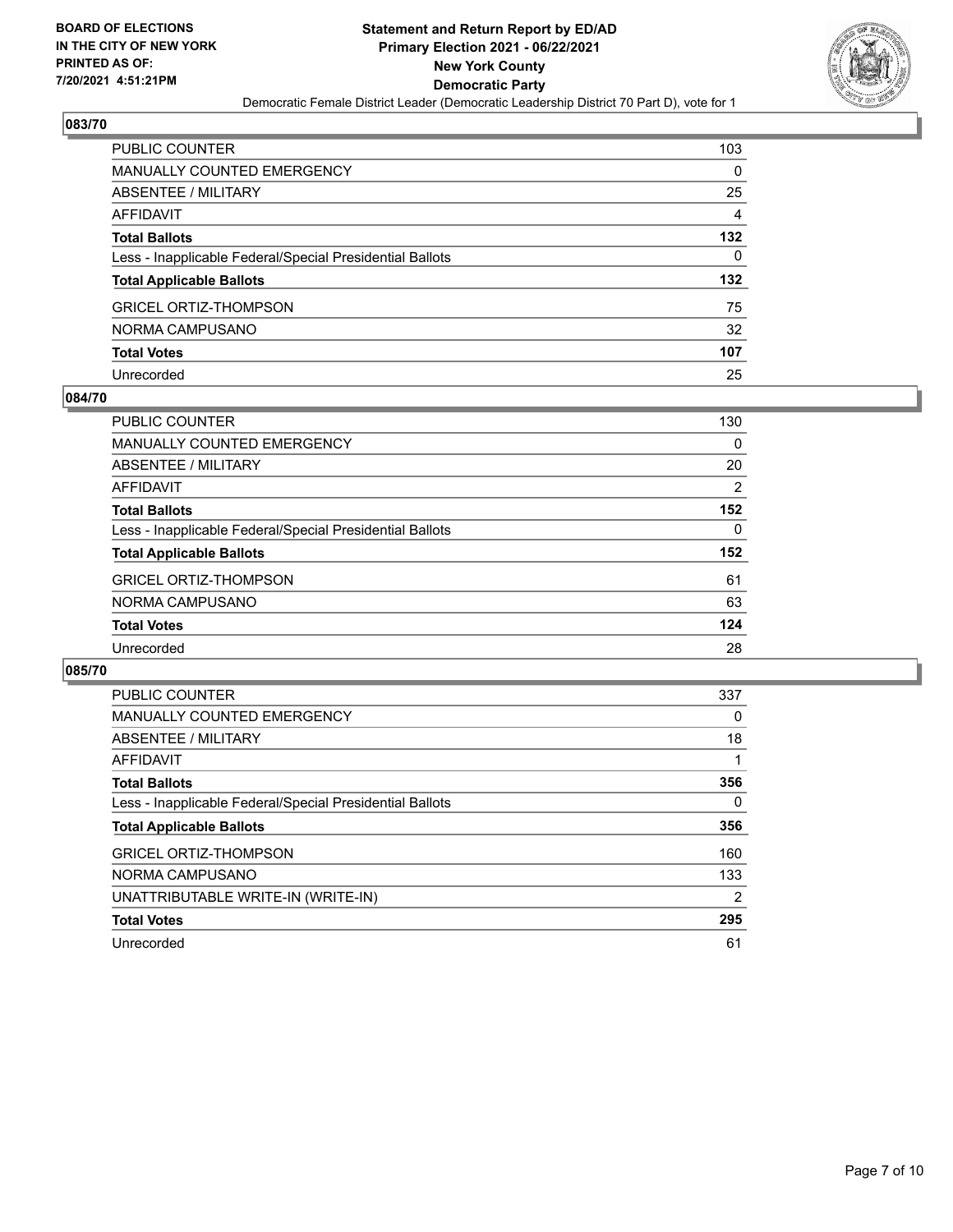BOARD OF ELECTIONS
IN THE CITY OF NEW YORK
PRINTED AS OF:
7/20/2021 4:51:21PM

**Statement and Return Report by ED/AD**
**Primary Election 2021 - 06/22/2021**
**New York County**
**Democratic Party**
Democratic Female District Leader (Democratic Leadership District 70 Part D), vote for 1

## 083/70

| | |
|---|---|
| PUBLIC COUNTER | 103 |
| MANUALLY COUNTED EMERGENCY | 0 |
| ABSENTEE / MILITARY | 25 |
| AFFIDAVIT | 4 |
| **Total Ballots** | **132** |
| Less - Inapplicable Federal/Special Presidential Ballots | 0 |
| **Total Applicable Ballots** | **132** |
| GRICEL ORTIZ-THOMPSON | 75 |
| NORMA CAMPUSANO | 32 |
| **Total Votes** | **107** |
| Unrecorded | 25 |

## 084/70

| | |
|---|---|
| PUBLIC COUNTER | 130 |
| MANUALLY COUNTED EMERGENCY | 0 |
| ABSENTEE / MILITARY | 20 |
| AFFIDAVIT | 2 |
| **Total Ballots** | **152** |
| Less - Inapplicable Federal/Special Presidential Ballots | 0 |
| **Total Applicable Ballots** | **152** |
| GRICEL ORTIZ-THOMPSON | 61 |
| NORMA CAMPUSANO | 63 |
| **Total Votes** | **124** |
| Unrecorded | 28 |

## 085/70

| | |
|---|---|
| PUBLIC COUNTER | 337 |
| MANUALLY COUNTED EMERGENCY | 0 |
| ABSENTEE / MILITARY | 18 |
| AFFIDAVIT | 1 |
| **Total Ballots** | **356** |
| Less - Inapplicable Federal/Special Presidential Ballots | 0 |
| **Total Applicable Ballots** | **356** |
| GRICEL ORTIZ-THOMPSON | 160 |
| NORMA CAMPUSANO | 133 |
| UNATTRIBUTABLE WRITE-IN (WRITE-IN) | 2 |
| **Total Votes** | **295** |
| Unrecorded | 61 |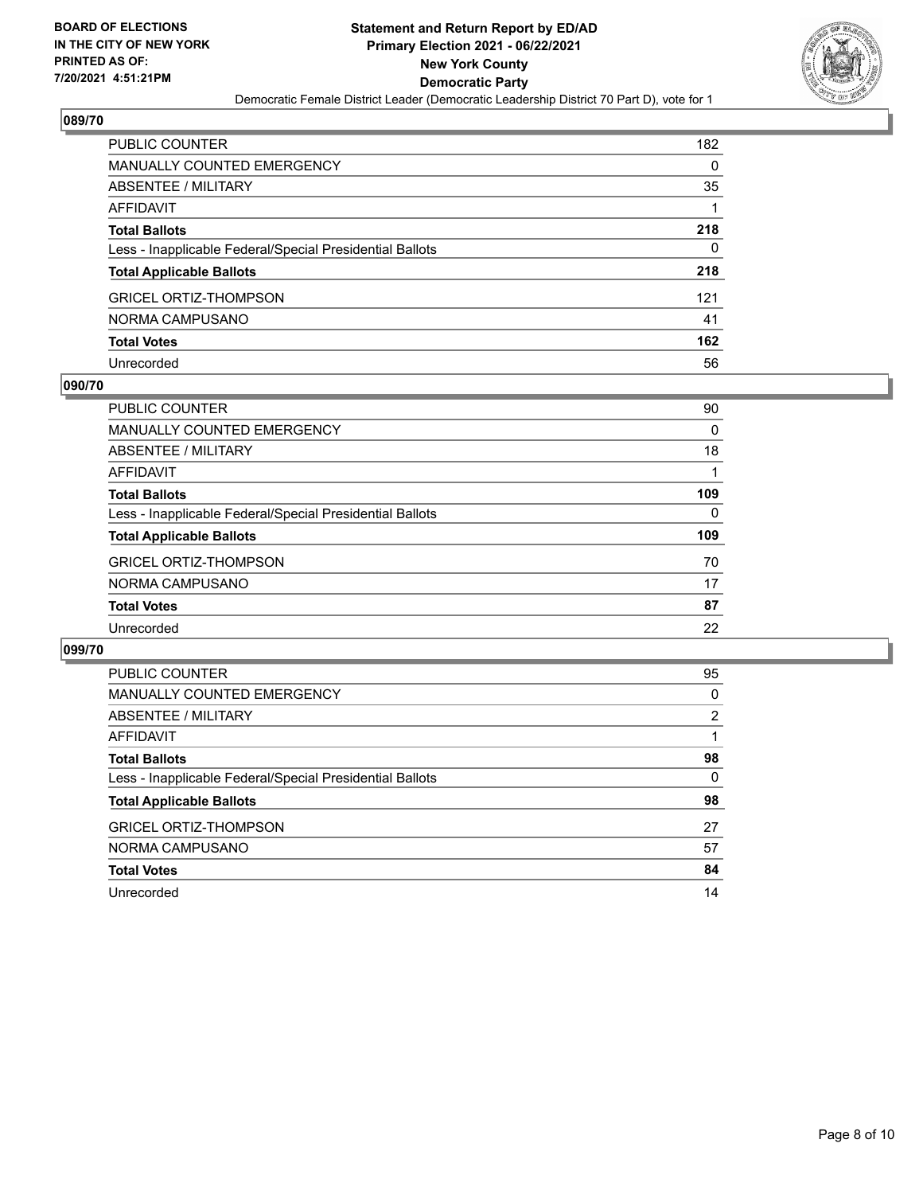BOARD OF ELECTIONS
IN THE CITY OF NEW YORK
PRINTED AS OF:
7/20/2021 4:51:21PM

**Statement and Return Report by ED/AD**
**Primary Election 2021 - 06/22/2021**
**New York County**
**Democratic Party**
Democratic Female District Leader (Democratic Leadership District 70 Part D), vote for 1

## 089/70

| | |
|---|---|
| PUBLIC COUNTER | 182 |
| MANUALLY COUNTED EMERGENCY | 0 |
| ABSENTEE / MILITARY | 35 |
| AFFIDAVIT | 1 |
| **Total Ballots** | **218** |
| Less - Inapplicable Federal/Special Presidential Ballots | 0 |
| **Total Applicable Ballots** | **218** |
| GRICEL ORTIZ-THOMPSON | 121 |
| NORMA CAMPUSANO | 41 |
| **Total Votes** | **162** |
| Unrecorded | 56 |

## 090/70

| | |
|---|---|
| PUBLIC COUNTER | 90 |
| MANUALLY COUNTED EMERGENCY | 0 |
| ABSENTEE / MILITARY | 18 |
| AFFIDAVIT | 1 |
| **Total Ballots** | **109** |
| Less - Inapplicable Federal/Special Presidential Ballots | 0 |
| **Total Applicable Ballots** | **109** |
| GRICEL ORTIZ-THOMPSON | 70 |
| NORMA CAMPUSANO | 17 |
| **Total Votes** | **87** |
| Unrecorded | 22 |

## 099/70

| | |
|---|---|
| PUBLIC COUNTER | 95 |
| MANUALLY COUNTED EMERGENCY | 0 |
| ABSENTEE / MILITARY | 2 |
| AFFIDAVIT | 1 |
| **Total Ballots** | **98** |
| Less - Inapplicable Federal/Special Presidential Ballots | 0 |
| **Total Applicable Ballots** | **98** |
| GRICEL ORTIZ-THOMPSON | 27 |
| NORMA CAMPUSANO | 57 |
| **Total Votes** | **84** |
| Unrecorded | 14 |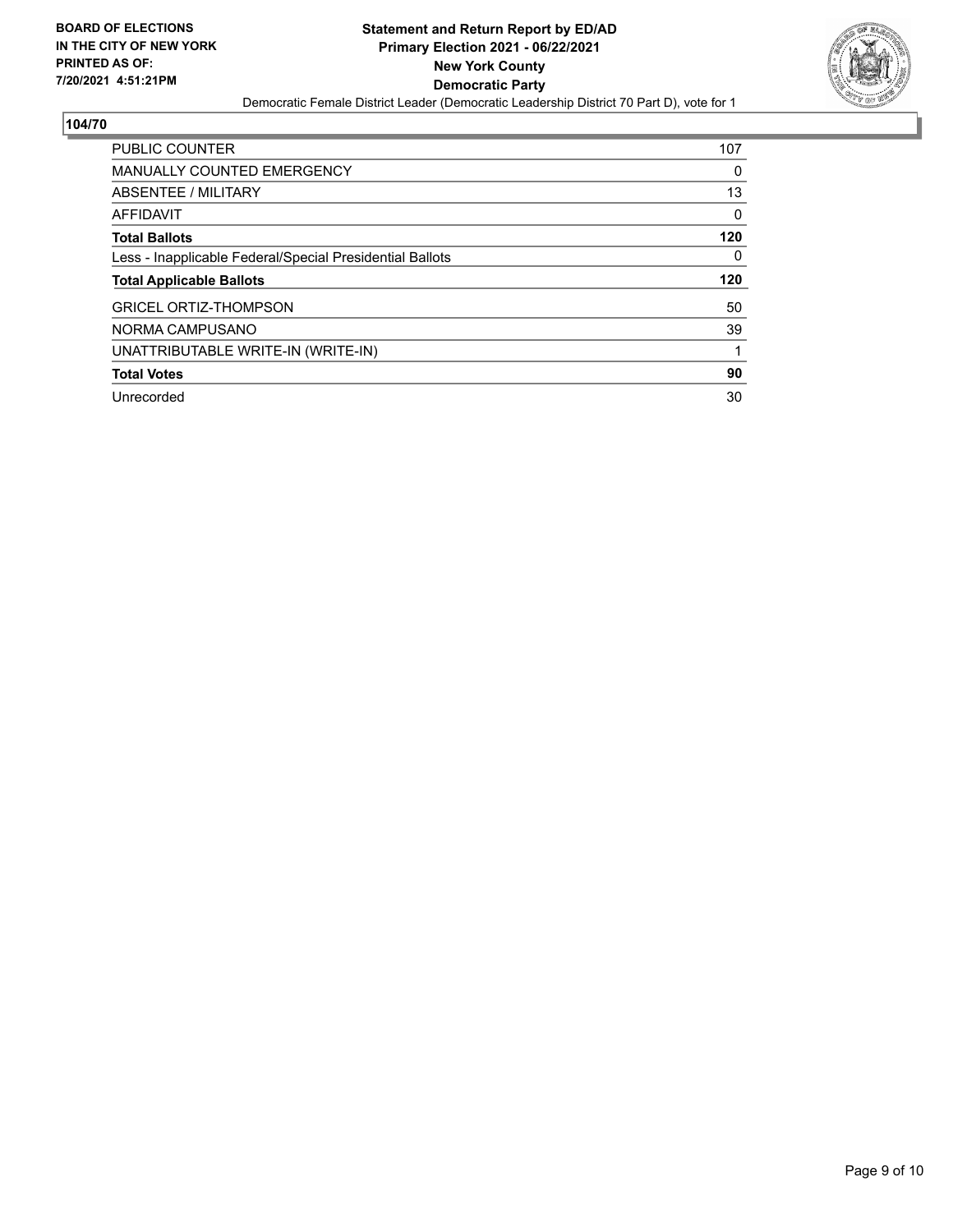**BOARD OF ELECTIONS IN THE CITY OF NEW YORK PRINTED AS OF: 7/20/2021 4:51:21PM**

**Statement and Return Report by ED/AD**
**Primary Election 2021 - 06/22/2021**
**New York County**
**Democratic Party**
Democratic Female District Leader (Democratic Leadership District 70 Part D), vote for 1

## 104/70

| | |
|---|---|
| PUBLIC COUNTER | 107 |
| MANUALLY COUNTED EMERGENCY | 0 |
| ABSENTEE / MILITARY | 13 |
| AFFIDAVIT | 0 |
| **Total Ballots** | **120** |
| Less - Inapplicable Federal/Special Presidential Ballots | 0 |
| **Total Applicable Ballots** | **120** |
| GRICEL ORTIZ-THOMPSON | 50 |
| NORMA CAMPUSANO | 39 |
| UNATTRIBUTABLE WRITE-IN (WRITE-IN) | 1 |
| **Total Votes** | **90** |
| Unrecorded | 30 |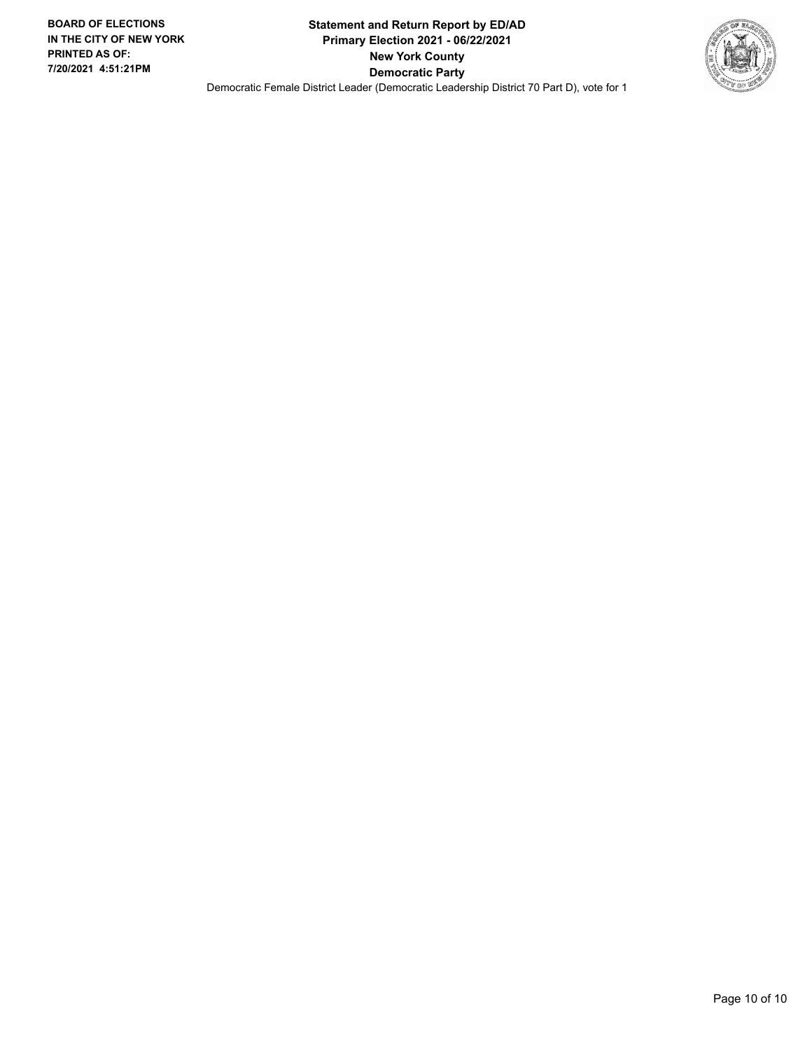Democratic Female District Leader (Democratic Leadership District 70 Part D), vote for 1